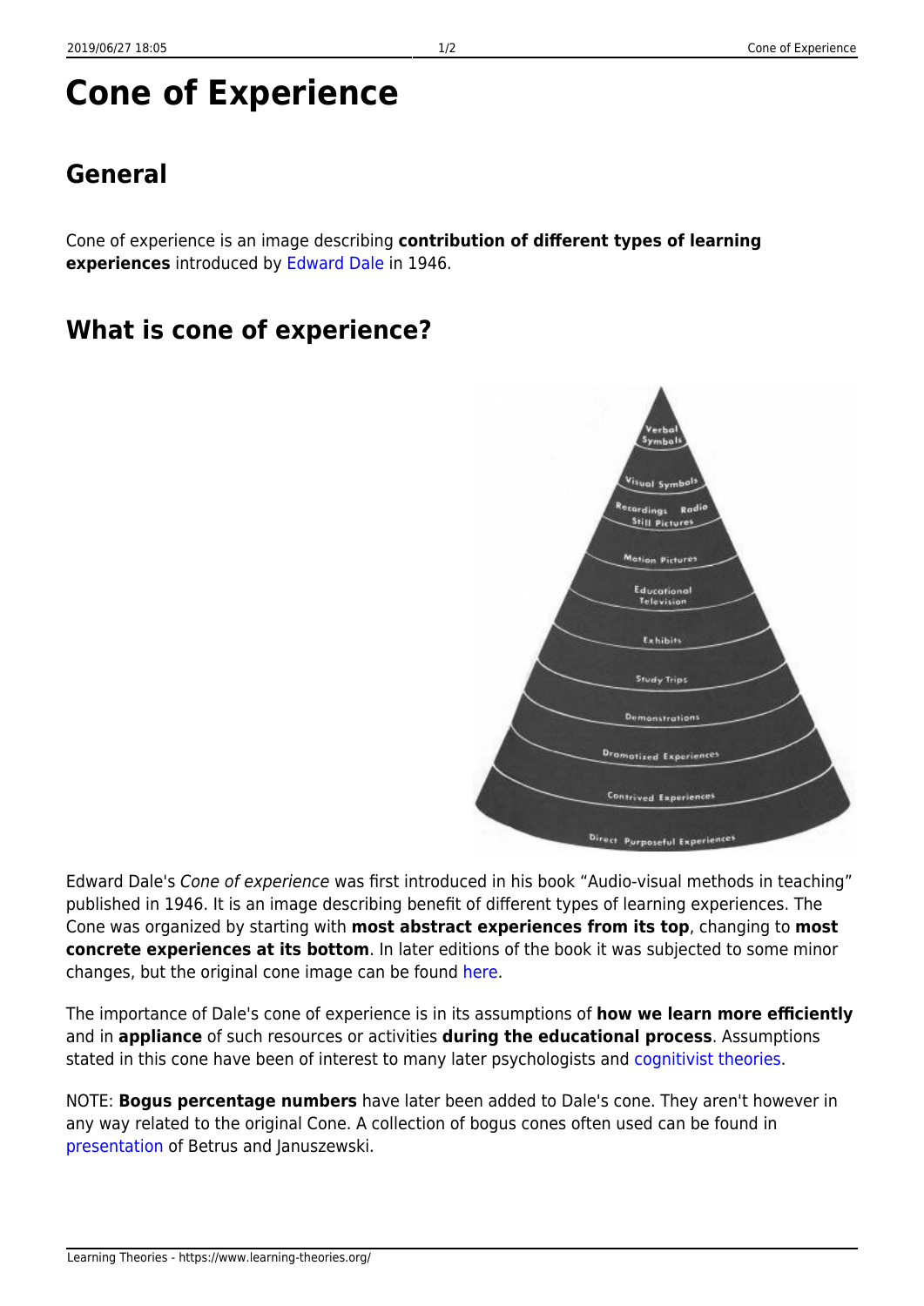# Cone of Experience

## General

Cone of experience is an image describing **contribution of different types of learning experiences** introduced by Edward Dale in 1946.

## What is cone of experience?

Edward Dale's *Cone of experience* was first introduced in his book "Audio-visual methods in teaching" published in 1946. It is an image describing benefit of different types of learning experiences. The Cone was organized by starting with **most abstract experiences from its top**, changing to **most concrete experiences at its bottom**. In later editions of the book it was subjected to some minor changes, but the original cone image can be found here.

The importance of Dale's cone of experience is in its assumptions of **how we learn more efficiently** and in **appliance** of such resources or activities **during the educational process**. Assumptions stated in this cone have been of interest to many later psychologists and cognitivist theories.

NOTE: **Bogus percentage numbers** have later been added to Dale's cone. They aren't however in any way related to the original Cone. A collection of bogus cones often used can be found in presentation of Betrus and Januszewski.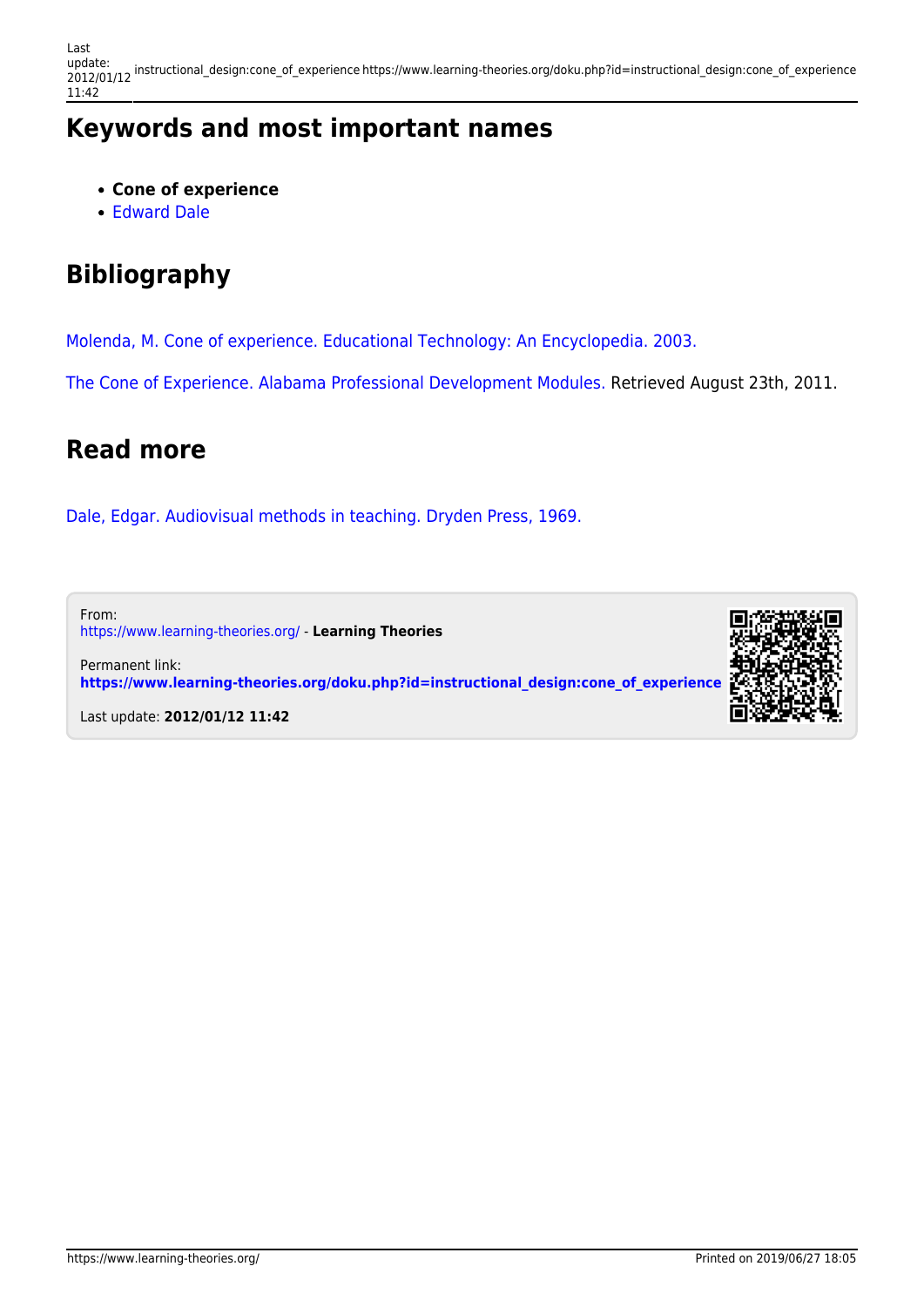## Keywords and most important names

- **Cone of experience**
- Edward Dale

## Bibliography

Molenda, M. Cone of experience. Educational Technology: An Encyclopedia. 2003.

The Cone of Experience. Alabama Professional Development Modules. Retrieved August 23th, 2011.

## Read more

Dale, Edgar. Audiovisual methods in teaching. Dryden Press, 1969.

From:
https://www.learning-theories.org/ - **Learning Theories**

Permanent link:
**https://www.learning-theories.org/doku.php?id=instructional_design:cone_of_experience**

Last update: **2012/01/12 11:42**